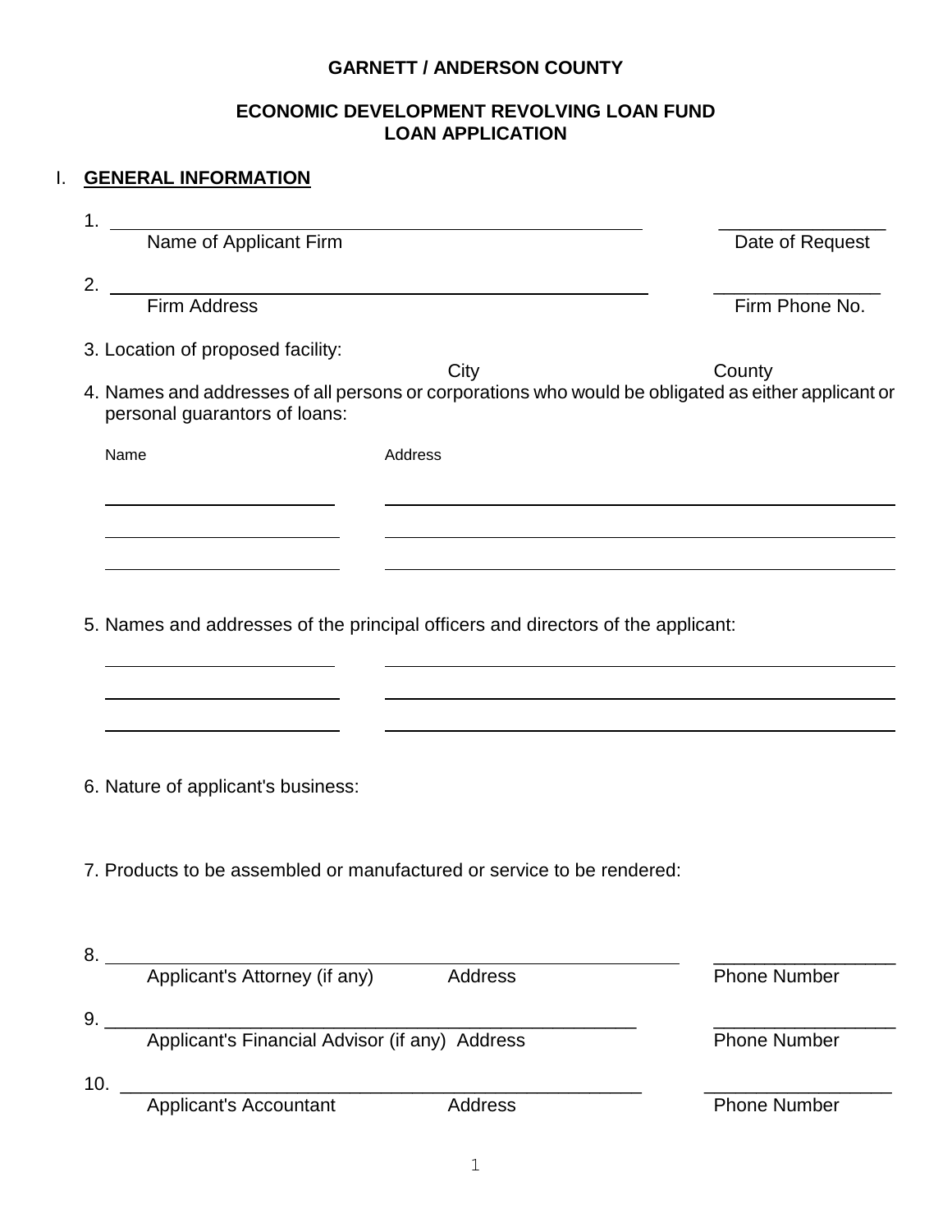**GARNETT / ANDERSON COUNTY**

**ECONOMIC DEVELOPMENT REVOLVING LOAN FUND**
**LOAN APPLICATION**

## I. GENERAL INFORMATION

1. ______________________________________________ ________________
   Name of Applicant Firm Date of Request

2. ______________________________________________ ________________
   Firm Address Firm Phone No.

3. Location of proposed facility:
   City County

4. Names and addresses of all persons or corporations who would be obligated as either applicant or personal guarantors of loans:

| Name | Address |
|---|---|
| | |
| | |
| | |

5. Names and addresses of the principal officers and directors of the applicant:

| | |
|---|---|
| | |
| | |
| | |

6. Nature of applicant's business:

7. Products to be assembled or manufactured or service to be rendered:

8. ______________________________________________ ________________
   Applicant's Attorney (if any) Address Phone Number

9. ______________________________________________ ________________
   Applicant's Financial Advisor (if any) Address Phone Number

10. ______________________________________________ ________________
    Applicant's Accountant Address Phone Number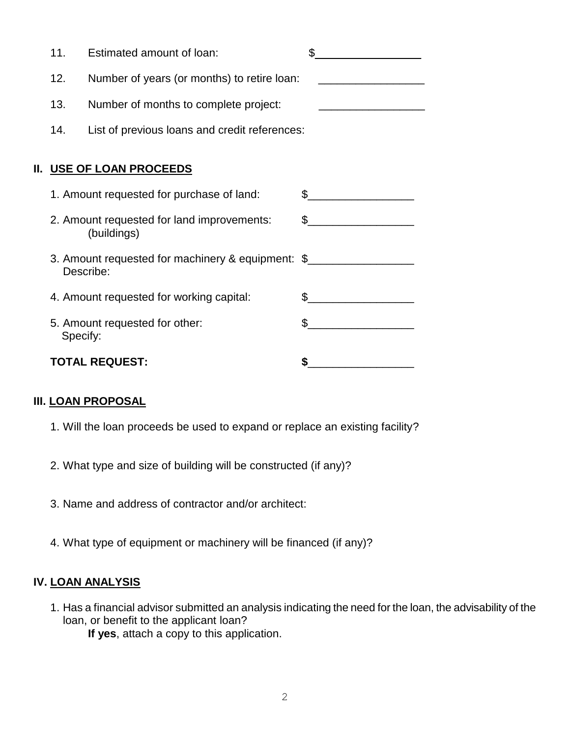11. Estimated amount of loan: $_________________

12. Number of years (or months) to retire loan: _________________

13. Number of months to complete project: _________________

14. List of previous loans and credit references:

## II. USE OF LOAN PROCEEDS

1. Amount requested for purchase of land: $_________________

2. Amount requested for land improvements: $_________________
   (buildings)

3. Amount requested for machinery & equipment: $_________________
   Describe:

4. Amount requested for working capital: $_________________

5. Amount requested for other: $_________________
   Specify:

**TOTAL REQUEST: $**_________________

## III. LOAN PROPOSAL

1. Will the loan proceeds be used to expand or replace an existing facility?

2. What type and size of building will be constructed (if any)?

3. Name and address of contractor and/or architect:

4. What type of equipment or machinery will be financed (if any)?

## IV. LOAN ANALYSIS

1. Has a financial advisor submitted an analysis indicating the need for the loan, the advisability of the loan, or benefit to the applicant loan?
   **If yes**, attach a copy to this application.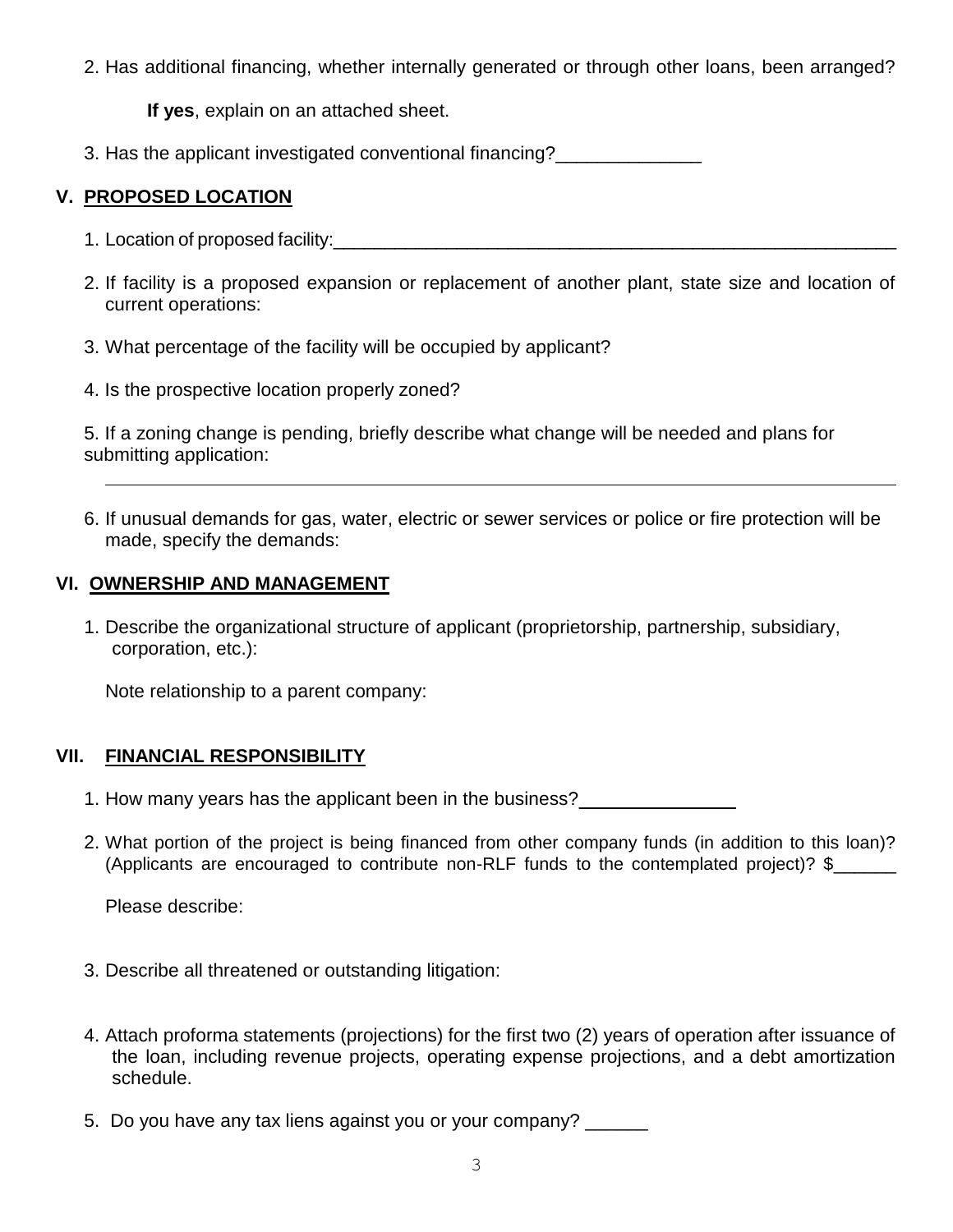2. Has additional financing, whether internally generated or through other loans, been arranged?

   **If yes**, explain on an attached sheet.

3. Has the applicant investigated conventional financing?______________

## V. PROPOSED LOCATION

1. Location of proposed facility:_________________________________________________________

2. If facility is a proposed expansion or replacement of another plant, state size and location of current operations:

3. What percentage of the facility will be occupied by applicant?

4. Is the prospective location properly zoned?

5. If a zoning change is pending, briefly describe what change will be needed and plans for submitting application:

   ______________________________________________________________________________

6. If unusual demands for gas, water, electric or sewer services or police or fire protection will be made, specify the demands:

## VI. OWNERSHIP AND MANAGEMENT

1. Describe the organizational structure of applicant (proprietorship, partnership, subsidiary, corporation, etc.):

   Note relationship to a parent company:

## VII. FINANCIAL RESPONSIBILITY

1. How many years has the applicant been in the business?_______________

2. What portion of the project is being financed from other company funds (in addition to this loan)? (Applicants are encouraged to contribute non-RLF funds to the contemplated project)? $______

   Please describe:

3. Describe all threatened or outstanding litigation:

4. Attach proforma statements (projections) for the first two (2) years of operation after issuance of the loan, including revenue projects, operating expense projections, and a debt amortization schedule.

5. Do you have any tax liens against you or your company? ______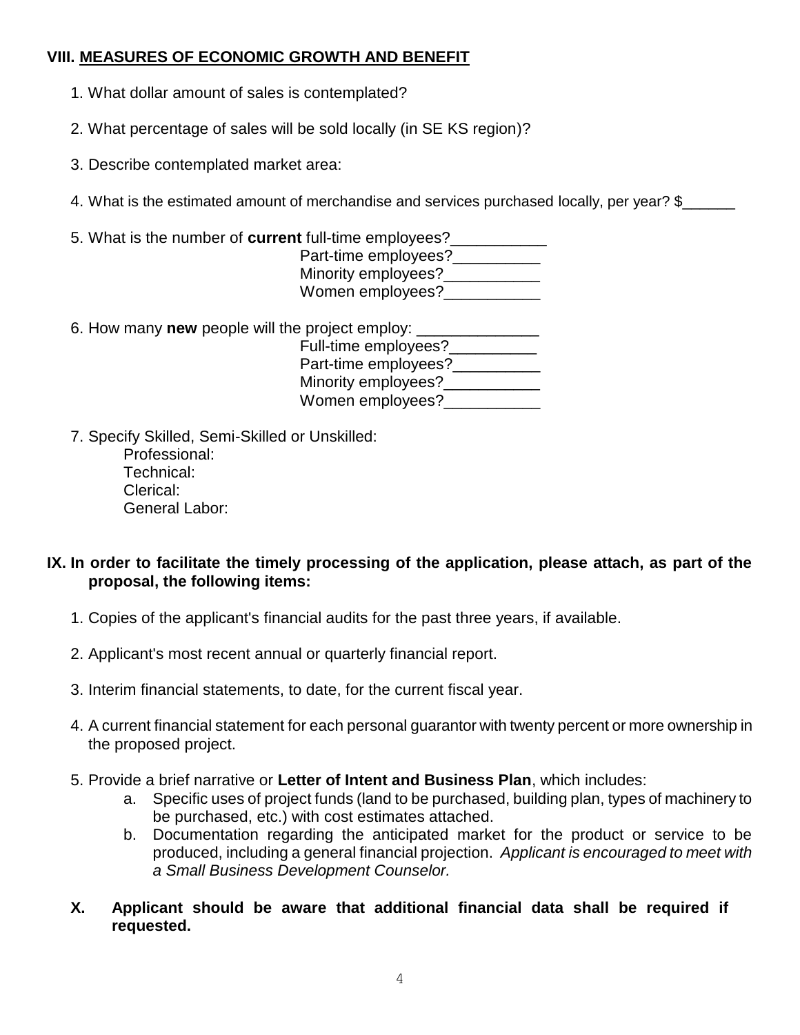## VIII. MEASURES OF ECONOMIC GROWTH AND BENEFIT

1. What dollar amount of sales is contemplated?

2. What percentage of sales will be sold locally (in SE KS region)?

3. Describe contemplated market area:

4. What is the estimated amount of merchandise and services purchased locally, per year? $______

5. What is the number of **current** full-time employees?___________
   Part-time employees?__________
   Minority employees?___________
   Women employees?___________

6. How many **new** people will the project employ: ______________
   Full-time employees?__________
   Part-time employees?__________
   Minority employees?___________
   Women employees?___________

7. Specify Skilled, Semi-Skilled or Unskilled:
   Professional:
   Technical:
   Clerical:
   General Labor:

## IX. In order to facilitate the timely processing of the application, please attach, as part of the proposal, the following items:

1. Copies of the applicant's financial audits for the past three years, if available.

2. Applicant's most recent annual or quarterly financial report.

3. Interim financial statements, to date, for the current fiscal year.

4. A current financial statement for each personal guarantor with twenty percent or more ownership in the proposed project.

5. Provide a brief narrative or **Letter of Intent and Business Plan**, which includes:
   a. Specific uses of project funds (land to be purchased, building plan, types of machinery to be purchased, etc.) with cost estimates attached.
   b. Documentation regarding the anticipated market for the product or service to be produced, including a general financial projection. *Applicant is encouraged to meet with a Small Business Development Counselor.*

## X. Applicant should be aware that additional financial data shall be required if requested.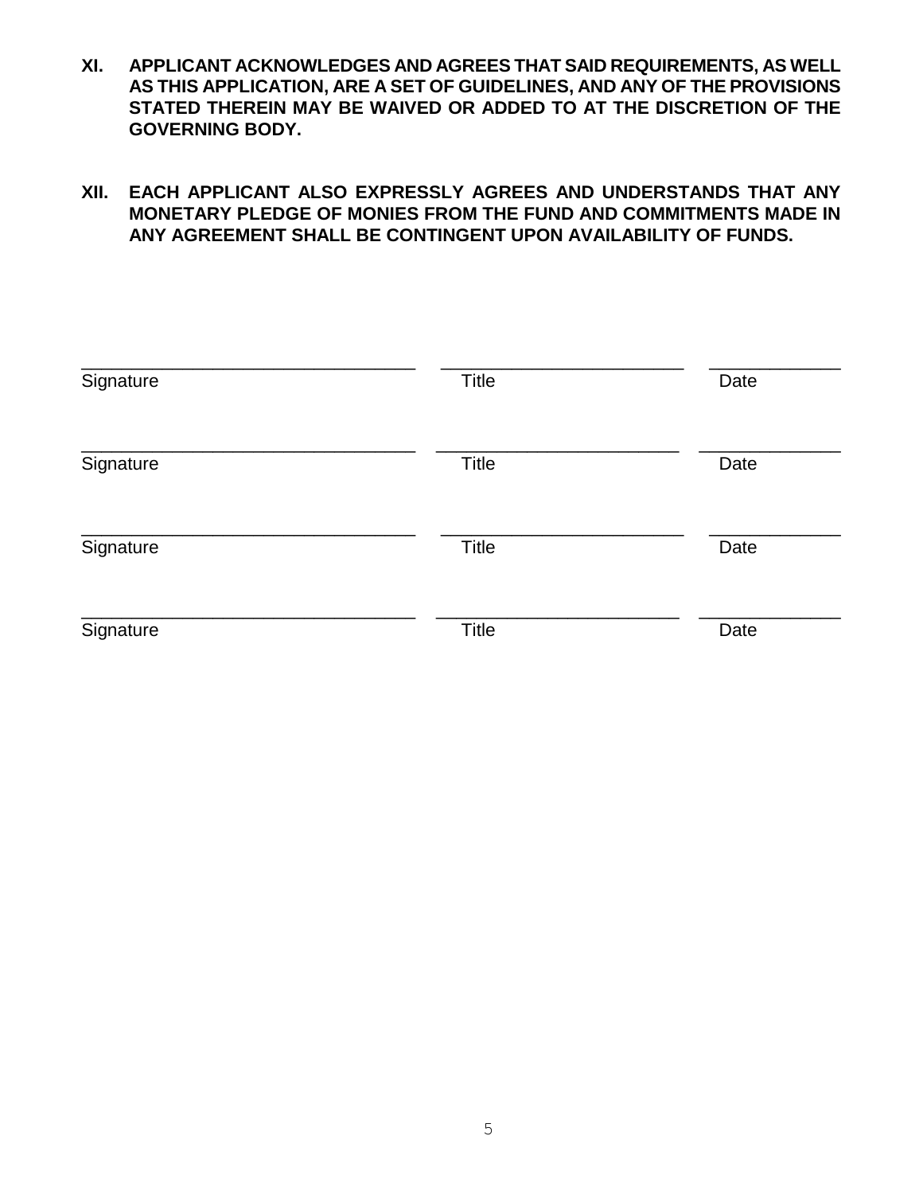**XI. APPLICANT ACKNOWLEDGES AND AGREES THAT SAID REQUIREMENTS, AS WELL AS THIS APPLICATION, ARE A SET OF GUIDELINES, AND ANY OF THE PROVISIONS STATED THEREIN MAY BE WAIVED OR ADDED TO AT THE DISCRETION OF THE GOVERNING BODY.**

**XII. EACH APPLICANT ALSO EXPRESSLY AGREES AND UNDERSTANDS THAT ANY MONETARY PLEDGE OF MONIES FROM THE FUND AND COMMITMENTS MADE IN ANY AGREEMENT SHALL BE CONTINGENT UPON AVAILABILITY OF FUNDS.**

| | | |
|---|---|---|
| ______________________________ | ______________________ | __________ |
| Signature | Title | Date |
| ______________________________ | ______________________ | __________ |
| Signature | Title | Date |
| ______________________________ | ______________________ | __________ |
| Signature | Title | Date |
| ______________________________ | ______________________ | __________ |
| Signature | Title | Date |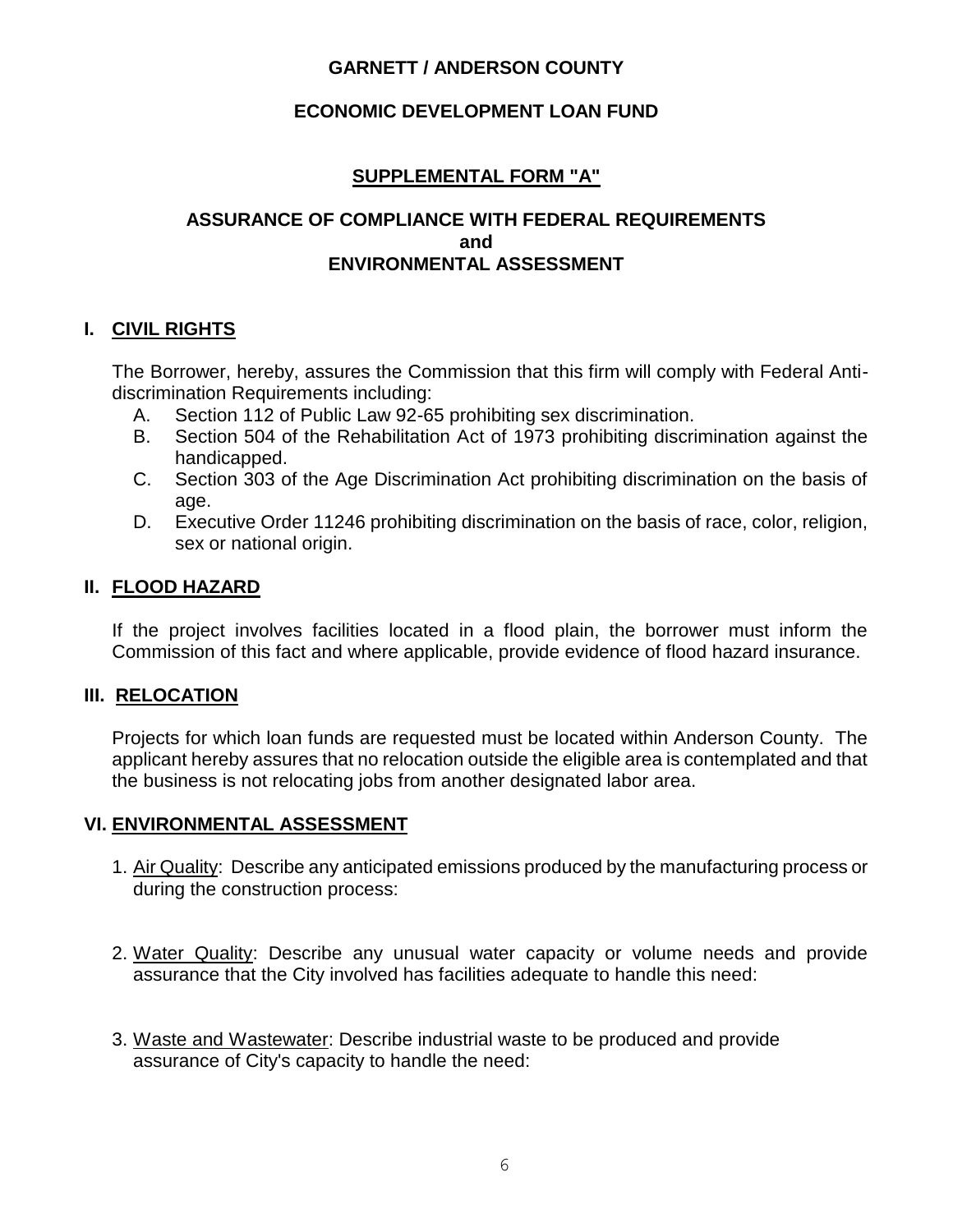**GARNETT / ANDERSON COUNTY**

**ECONOMIC DEVELOPMENT LOAN FUND**

# SUPPLEMENTAL FORM "A"

## ASSURANCE OF COMPLIANCE WITH FEDERAL REQUIREMENTS and ENVIRONMENTAL ASSESSMENT

## I. CIVIL RIGHTS

The Borrower, hereby, assures the Commission that this firm will comply with Federal Anti-discrimination Requirements including:

A. Section 112 of Public Law 92-65 prohibiting sex discrimination.

B. Section 504 of the Rehabilitation Act of 1973 prohibiting discrimination against the handicapped.

C. Section 303 of the Age Discrimination Act prohibiting discrimination on the basis of age.

D. Executive Order 11246 prohibiting discrimination on the basis of race, color, religion, sex or national origin.

## II. FLOOD HAZARD

If the project involves facilities located in a flood plain, the borrower must inform the Commission of this fact and where applicable, provide evidence of flood hazard insurance.

## III. RELOCATION

Projects for which loan funds are requested must be located within Anderson County. The applicant hereby assures that no relocation outside the eligible area is contemplated and that the business is not relocating jobs from another designated labor area.

## VI. ENVIRONMENTAL ASSESSMENT

1. Air Quality: Describe any anticipated emissions produced by the manufacturing process or during the construction process:

2. Water Quality: Describe any unusual water capacity or volume needs and provide assurance that the City involved has facilities adequate to handle this need:

3. Waste and Wastewater: Describe industrial waste to be produced and provide assurance of City's capacity to handle the need: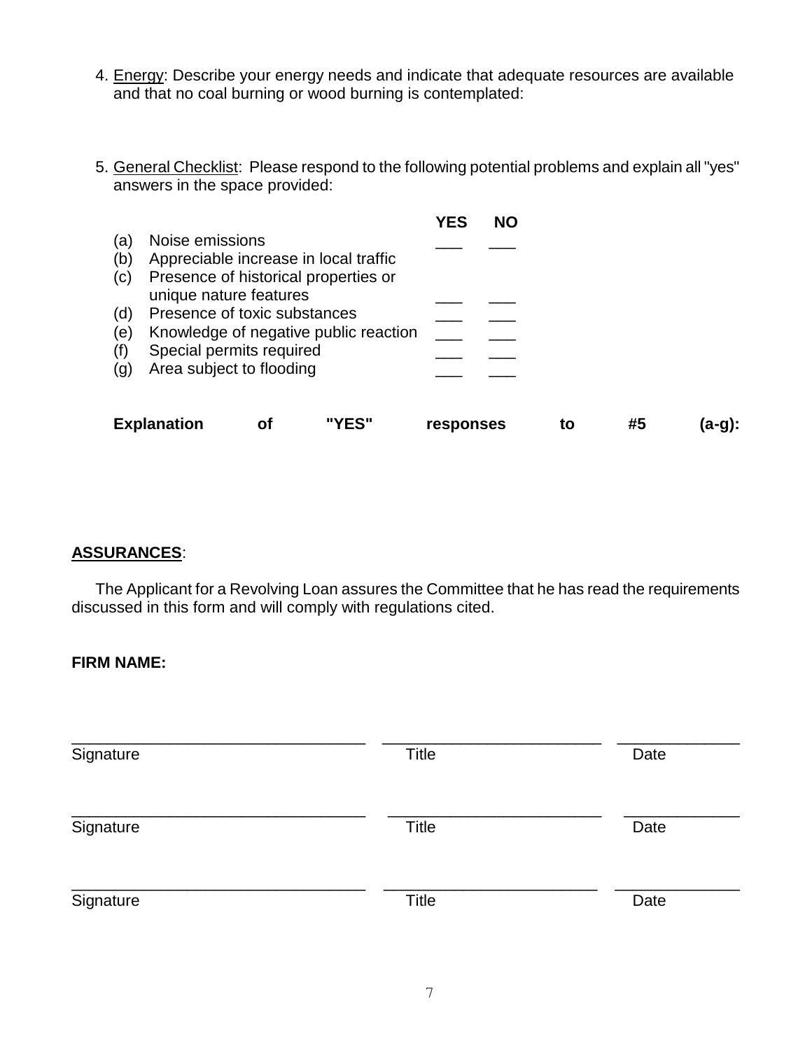4. Energy: Describe your energy needs and indicate that adequate resources are available and that no coal burning or wood burning is contemplated:

5. General Checklist: Please respond to the following potential problems and explain all "yes" answers in the space provided:

| | | YES | NO |
|---|---|---|---|
| (a) | Noise emissions | ___ | ___ |
| (b) | Appreciable increase in local traffic | | |
| (c) | Presence of historical properties or unique nature features | ___ | ___ |
| (d) | Presence of toxic substances | ___ | ___ |
| (e) | Knowledge of negative public reaction | ___ | ___ |
| (f) | Special permits required | ___ | ___ |
| (g) | Area subject to flooding | ___ | ___ |

**Explanation of "YES" responses to #5 (a-g):**

**ASSURANCES**:

The Applicant for a Revolving Loan assures the Committee that he has read the requirements discussed in this form and will comply with regulations cited.

**FIRM NAME:**

| Signature | Title | Date |
|---|---|---|
| ______________________ | ______________________ | ____________ |
| ______________________ | ______________________ | ____________ |
| ______________________ | ______________________ | ____________ |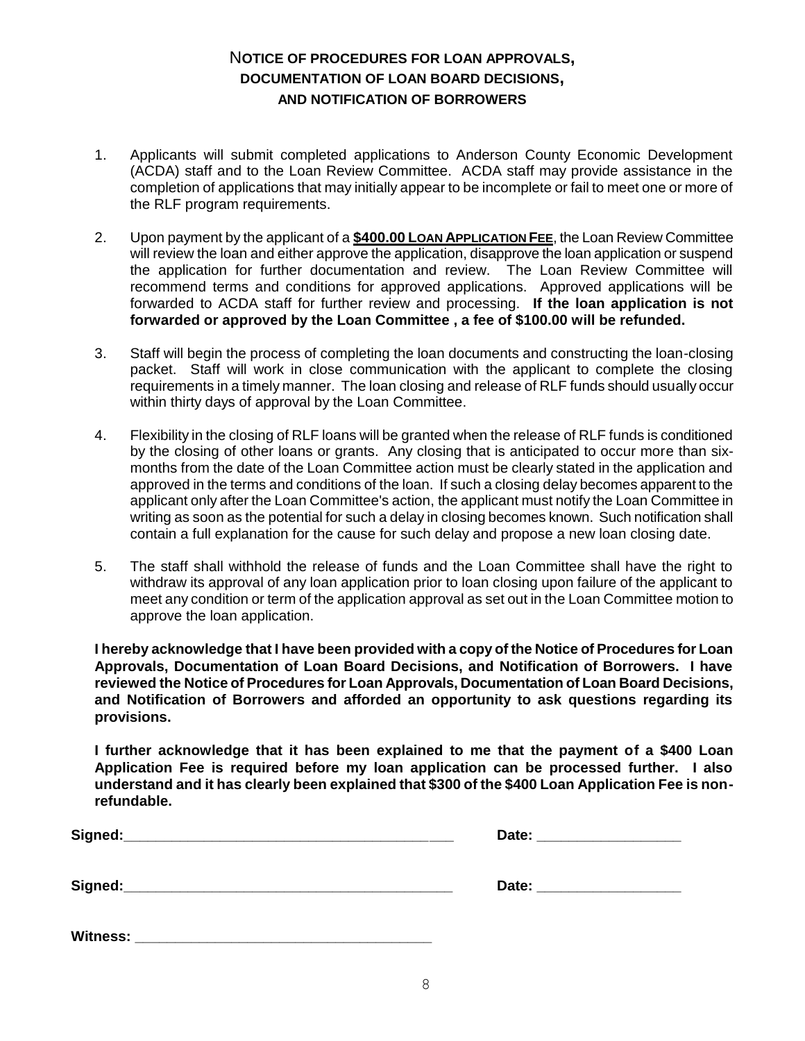# NOTICE OF PROCEDURES FOR LOAN APPROVALS, DOCUMENTATION OF LOAN BOARD DECISIONS, AND NOTIFICATION OF BORROWERS

1. Applicants will submit completed applications to Anderson County Economic Development (ACDA) staff and to the Loan Review Committee. ACDA staff may provide assistance in the completion of applications that may initially appear to be incomplete or fail to meet one or more of the RLF program requirements.

2. Upon payment by the applicant of a **$400.00 LOAN APPLICATION FEE**, the Loan Review Committee will review the loan and either approve the application, disapprove the loan application or suspend the application for further documentation and review. The Loan Review Committee will recommend terms and conditions for approved applications. Approved applications will be forwarded to ACDA staff for further review and processing. **If the loan application is not forwarded or approved by the Loan Committee , a fee of $100.00 will be refunded.**

3. Staff will begin the process of completing the loan documents and constructing the loan-closing packet. Staff will work in close communication with the applicant to complete the closing requirements in a timely manner. The loan closing and release of RLF funds should usually occur within thirty days of approval by the Loan Committee.

4. Flexibility in the closing of RLF loans will be granted when the release of RLF funds is conditioned by the closing of other loans or grants. Any closing that is anticipated to occur more than six-months from the date of the Loan Committee action must be clearly stated in the application and approved in the terms and conditions of the loan. If such a closing delay becomes apparent to the applicant only after the Loan Committee's action, the applicant must notify the Loan Committee in writing as soon as the potential for such a delay in closing becomes known. Such notification shall contain a full explanation for the cause for such delay and propose a new loan closing date.

5. The staff shall withhold the release of funds and the Loan Committee shall have the right to withdraw its approval of any loan application prior to loan closing upon failure of the applicant to meet any condition or term of the application approval as set out in the Loan Committee motion to approve the loan application.

**I hereby acknowledge that I have been provided with a copy of the Notice of Procedures for Loan Approvals, Documentation of Loan Board Decisions, and Notification of Borrowers. I have reviewed the Notice of Procedures for Loan Approvals, Documentation of Loan Board Decisions, and Notification of Borrowers and afforded an opportunity to ask questions regarding its provisions.**

**I further acknowledge that it has been explained to me that the payment of a $400 Loan Application Fee is required before my loan application can be processed further. I also understand and it has clearly been explained that $300 of the $400 Loan Application Fee is non-refundable.**

**Signed:**_________________________________________ **Date:** __________________

**Signed:**_________________________________________ **Date:** __________________

**Witness:** _____________________________________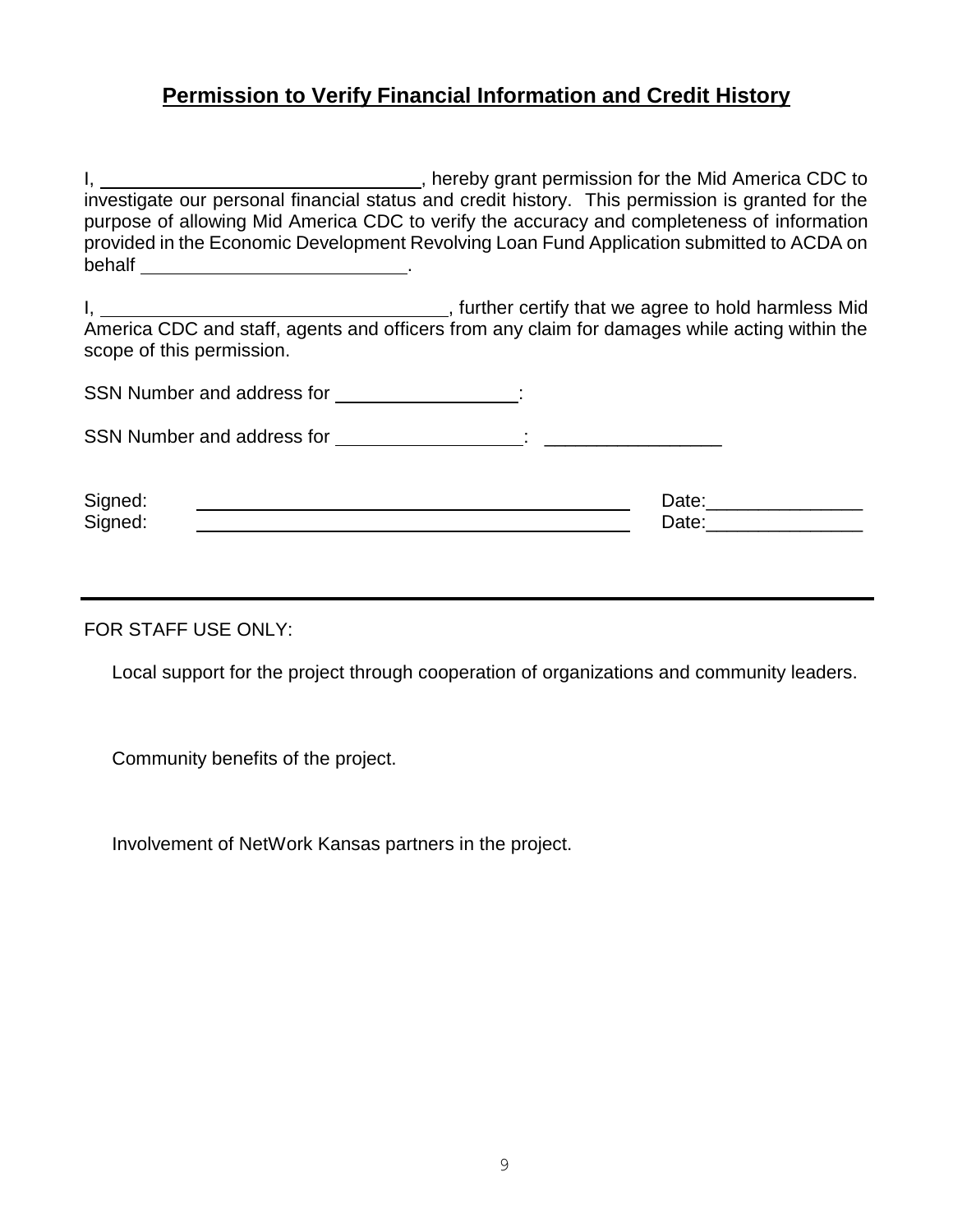## **Permission to Verify Financial Information and Credit History**

I, ______________________________, hereby grant permission for the Mid America CDC to investigate our personal financial status and credit history. This permission is granted for the purpose of allowing Mid America CDC to verify the accuracy and completeness of information provided in the Economic Development Revolving Loan Fund Application submitted to ACDA on behalf ________________________.

I, _________________________________, further certify that we agree to hold harmless Mid America CDC and staff, agents and officers from any claim for damages while acting within the scope of this permission.

SSN Number and address for _________________:

SSN Number and address for _________________: _________________

Signed: ________________________________________ Date:_______________

Signed: ________________________________________ Date:_______________

---

FOR STAFF USE ONLY:

Local support for the project through cooperation of organizations and community leaders.

Community benefits of the project.

Involvement of NetWork Kansas partners in the project.